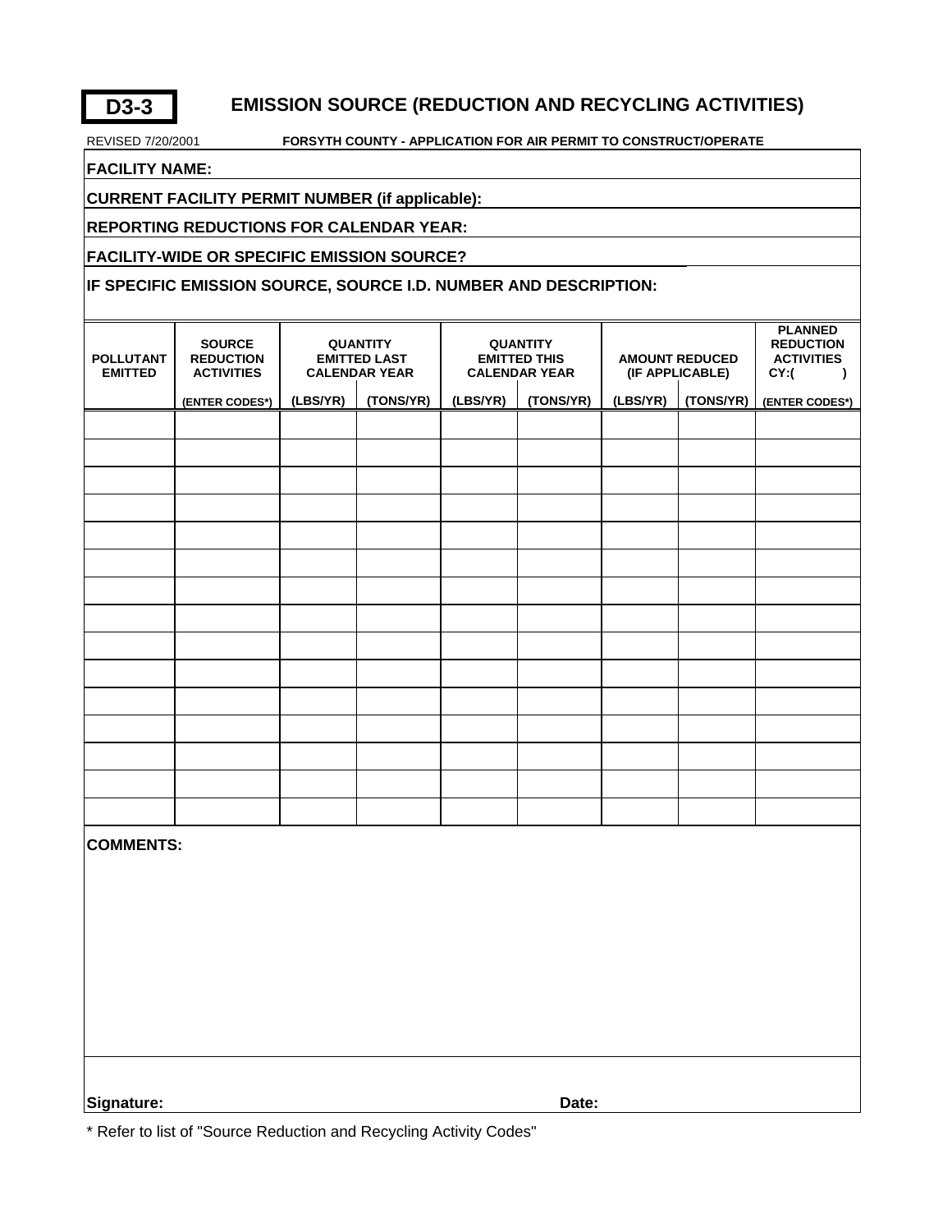# D3-3 EMISSION SOURCE (REDUCTION AND RECYCLING ACTIVITIES)

REVISED 7/20/2001 **FORSYTH COUNTY - APPLICATION FOR AIR PERMIT TO CONSTRUCT/OPERATE**

**FACILITY NAME:**

**CURRENT FACILITY PERMIT NUMBER (if applicable):**

**REPORTING REDUCTIONS FOR CALENDAR YEAR:**

**FACILITY-WIDE OR SPECIFIC EMISSION SOURCE?**

**IF SPECIFIC EMISSION SOURCE, SOURCE I.D. NUMBER AND DESCRIPTION:**

| POLLUTANT EMITTED | SOURCE REDUCTION ACTIVITIES | QUANTITY EMITTED LAST CALENDAR YEAR | | QUANTITY EMITTED THIS CALENDAR YEAR | | AMOUNT REDUCED (IF APPLICABLE) | | PLANNED REDUCTION ACTIVITIES CY:( ) |
|---|---|---|---|---|---|---|---|---|
| | (ENTER CODES*) | (LBS/YR) | (TONS/YR) | (LBS/YR) | (TONS/YR) | (LBS/YR) | (TONS/YR) | (ENTER CODES*) |
| | | | | | | | | |
| | | | | | | | | |
| | | | | | | | | |
| | | | | | | | | |
| | | | | | | | | |
| | | | | | | | | |
| | | | | | | | | |
| | | | | | | | | |
| | | | | | | | | |
| | | | | | | | | |
| | | | | | | | | |
| | | | | | | | | |
| | | | | | | | | |
| | | | | | | | | |
| | | | | | | | | |

**COMMENTS:**

**Signature:** **Date:**

* Refer to list of "Source Reduction and Recycling Activity Codes"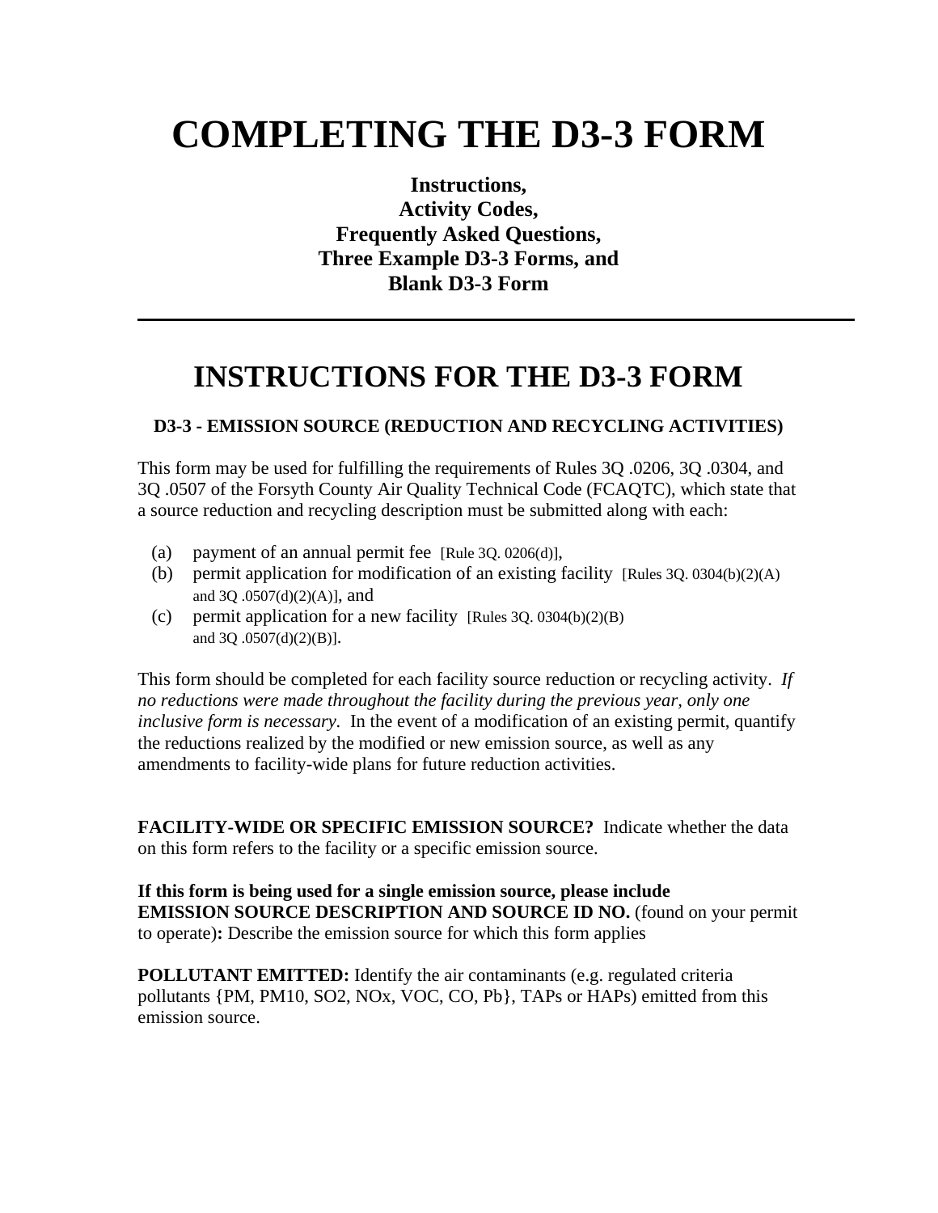# COMPLETING THE D3-3 FORM

**Instructions,**
**Activity Codes,**
**Frequently Asked Questions,**
**Three Example D3-3 Forms, and**
**Blank D3-3 Form**

---

# INSTRUCTIONS FOR THE D3-3 FORM

### D3-3 - EMISSION SOURCE (REDUCTION AND RECYCLING ACTIVITIES)

This form may be used for fulfilling the requirements of Rules 3Q .0206, 3Q .0304, and 3Q .0507 of the Forsyth County Air Quality Technical Code (FCAQTC), which state that a source reduction and recycling description must be submitted along with each:

(a) payment of an annual permit fee [Rule 3Q. 0206(d)],
(b) permit application for modification of an existing facility [Rules 3Q. 0304(b)(2)(A) and 3Q .0507(d)(2)(A)], and
(c) permit application for a new facility [Rules 3Q. 0304(b)(2)(B) and 3Q .0507(d)(2)(B)].

This form should be completed for each facility source reduction or recycling activity. *If no reductions were made throughout the facility during the previous year, only one inclusive form is necessary.* In the event of a modification of an existing permit, quantify the reductions realized by the modified or new emission source, as well as any amendments to facility-wide plans for future reduction activities.

**FACILITY-WIDE OR SPECIFIC EMISSION SOURCE?** Indicate whether the data on this form refers to the facility or a specific emission source.

**If this form is being used for a single emission source, please include EMISSION SOURCE DESCRIPTION AND SOURCE ID NO.** (found on your permit to operate)**:** Describe the emission source for which this form applies

**POLLUTANT EMITTED:** Identify the air contaminants (e.g. regulated criteria pollutants {PM, PM10, SO2, NOx, VOC, CO, Pb}, TAPs or HAPs) emitted from this emission source.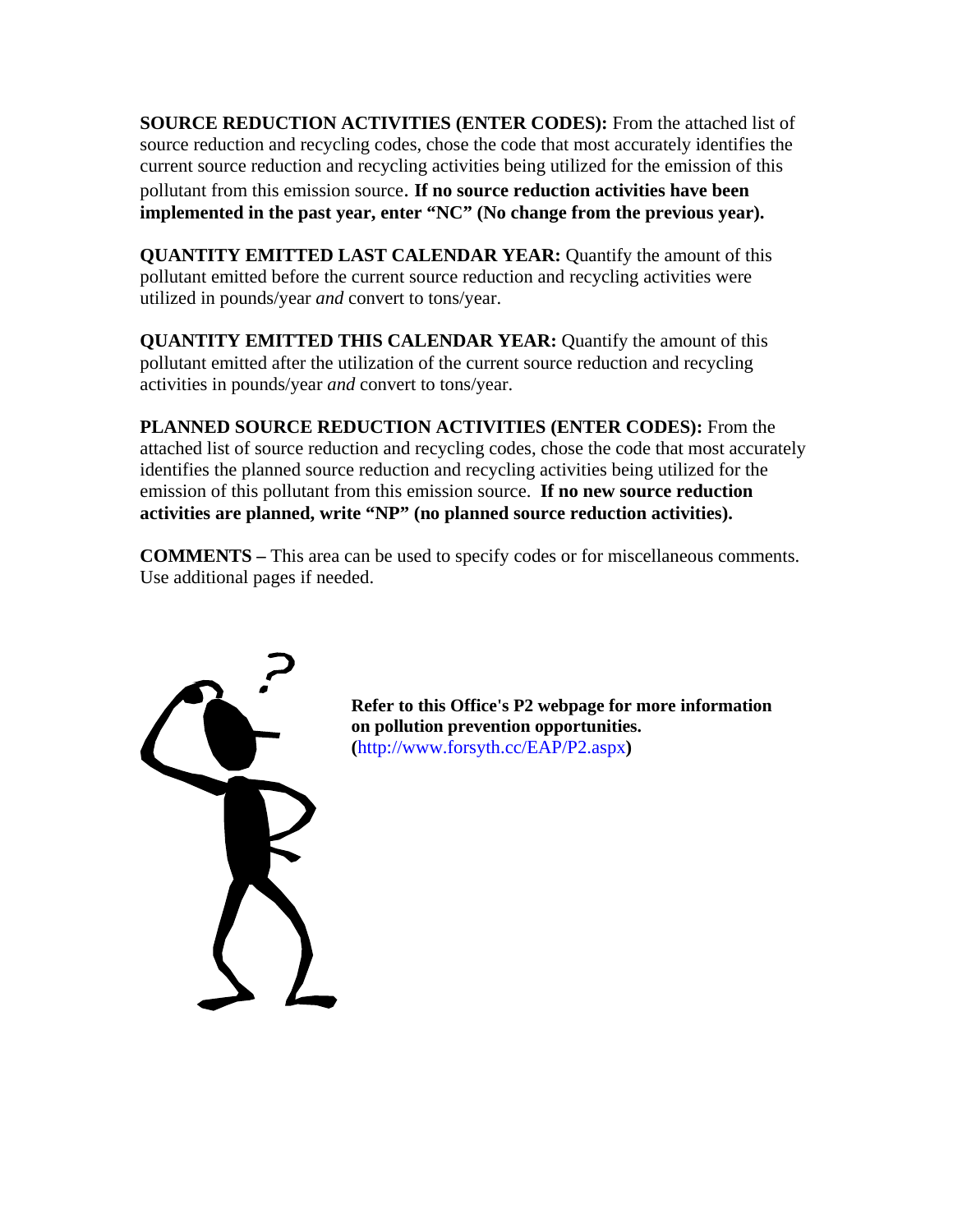**SOURCE REDUCTION ACTIVITIES (ENTER CODES):** From the attached list of source reduction and recycling codes, chose the code that most accurately identifies the current source reduction and recycling activities being utilized for the emission of this pollutant from this emission source. **If no source reduction activities have been implemented in the past year, enter "NC" (No change from the previous year).**

**QUANTITY EMITTED LAST CALENDAR YEAR:** Quantify the amount of this pollutant emitted before the current source reduction and recycling activities were utilized in pounds/year *and* convert to tons/year.

**QUANTITY EMITTED THIS CALENDAR YEAR:** Quantify the amount of this pollutant emitted after the utilization of the current source reduction and recycling activities in pounds/year *and* convert to tons/year.

**PLANNED SOURCE REDUCTION ACTIVITIES (ENTER CODES):** From the attached list of source reduction and recycling codes, chose the code that most accurately identifies the planned source reduction and recycling activities being utilized for the emission of this pollutant from this emission source. **If no new source reduction activities are planned, write "NP" (no planned source reduction activities).**

**COMMENTS –** This area can be used to specify codes or for miscellaneous comments. Use additional pages if needed.

**Refer to this Office's P2 webpage for more information on pollution prevention opportunities.**
**(**http://www.forsyth.cc/EAP/P2.aspx**)**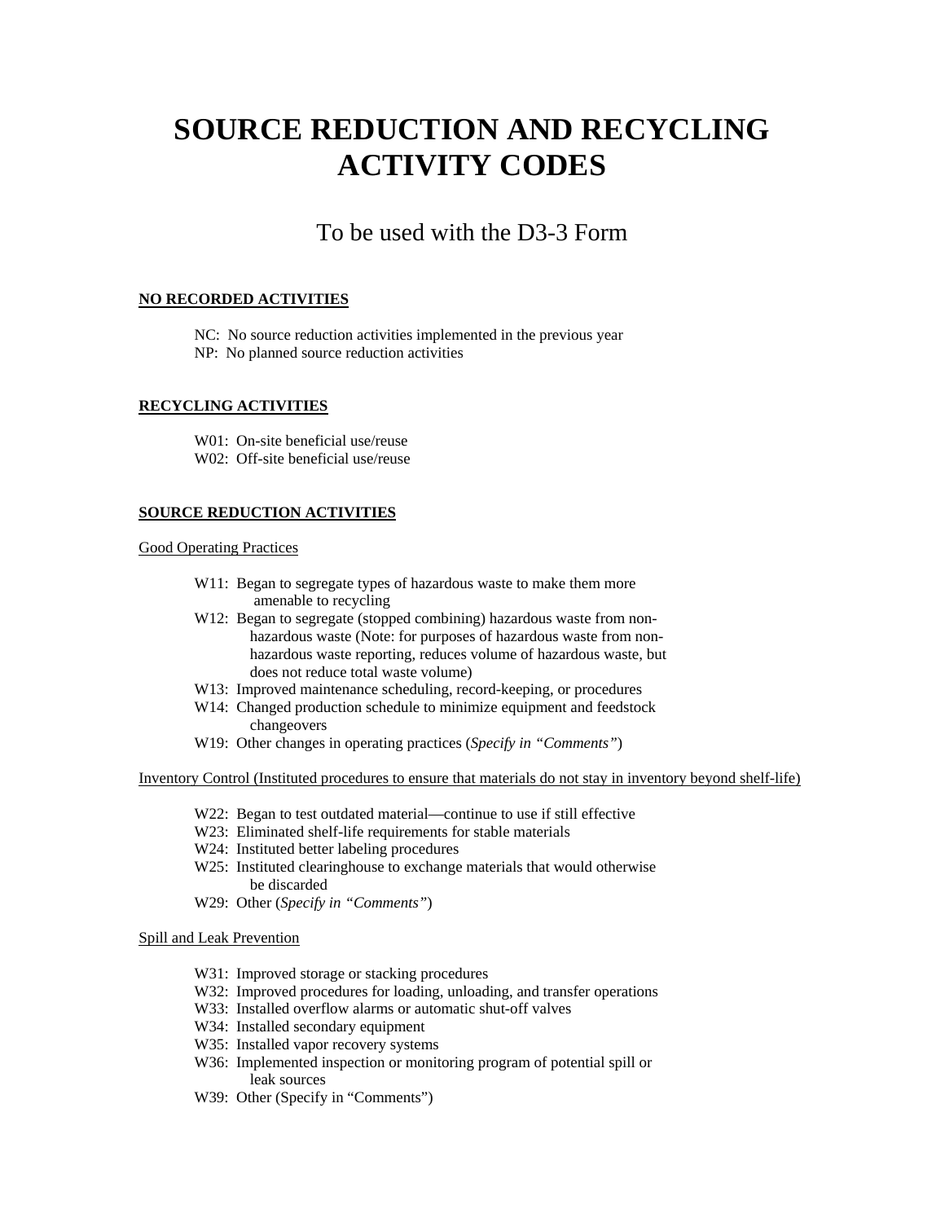# SOURCE REDUCTION AND RECYCLING ACTIVITY CODES

## To be used with the D3-3 Form

**NO RECORDED ACTIVITIES**

- NC: No source reduction activities implemented in the previous year
- NP: No planned source reduction activities

**RECYCLING ACTIVITIES**

- W01: On-site beneficial use/reuse
- W02: Off-site beneficial use/reuse

**SOURCE REDUCTION ACTIVITIES**

Good Operating Practices

- W11: Began to segregate types of hazardous waste to make them more amenable to recycling
- W12: Began to segregate (stopped combining) hazardous waste from non-hazardous waste (Note: for purposes of hazardous waste from non-hazardous waste reporting, reduces volume of hazardous waste, but does not reduce total waste volume)
- W13: Improved maintenance scheduling, record-keeping, or procedures
- W14: Changed production schedule to minimize equipment and feedstock changeovers
- W19: Other changes in operating practices (*Specify in "Comments"*)

Inventory Control (Instituted procedures to ensure that materials do not stay in inventory beyond shelf-life)

- W22: Began to test outdated material—continue to use if still effective
- W23: Eliminated shelf-life requirements for stable materials
- W24: Instituted better labeling procedures
- W25: Instituted clearinghouse to exchange materials that would otherwise be discarded
- W29: Other (*Specify in "Comments"*)

Spill and Leak Prevention

- W31: Improved storage or stacking procedures
- W32: Improved procedures for loading, unloading, and transfer operations
- W33: Installed overflow alarms or automatic shut-off valves
- W34: Installed secondary equipment
- W35: Installed vapor recovery systems
- W36: Implemented inspection or monitoring program of potential spill or leak sources
- W39: Other (Specify in "Comments")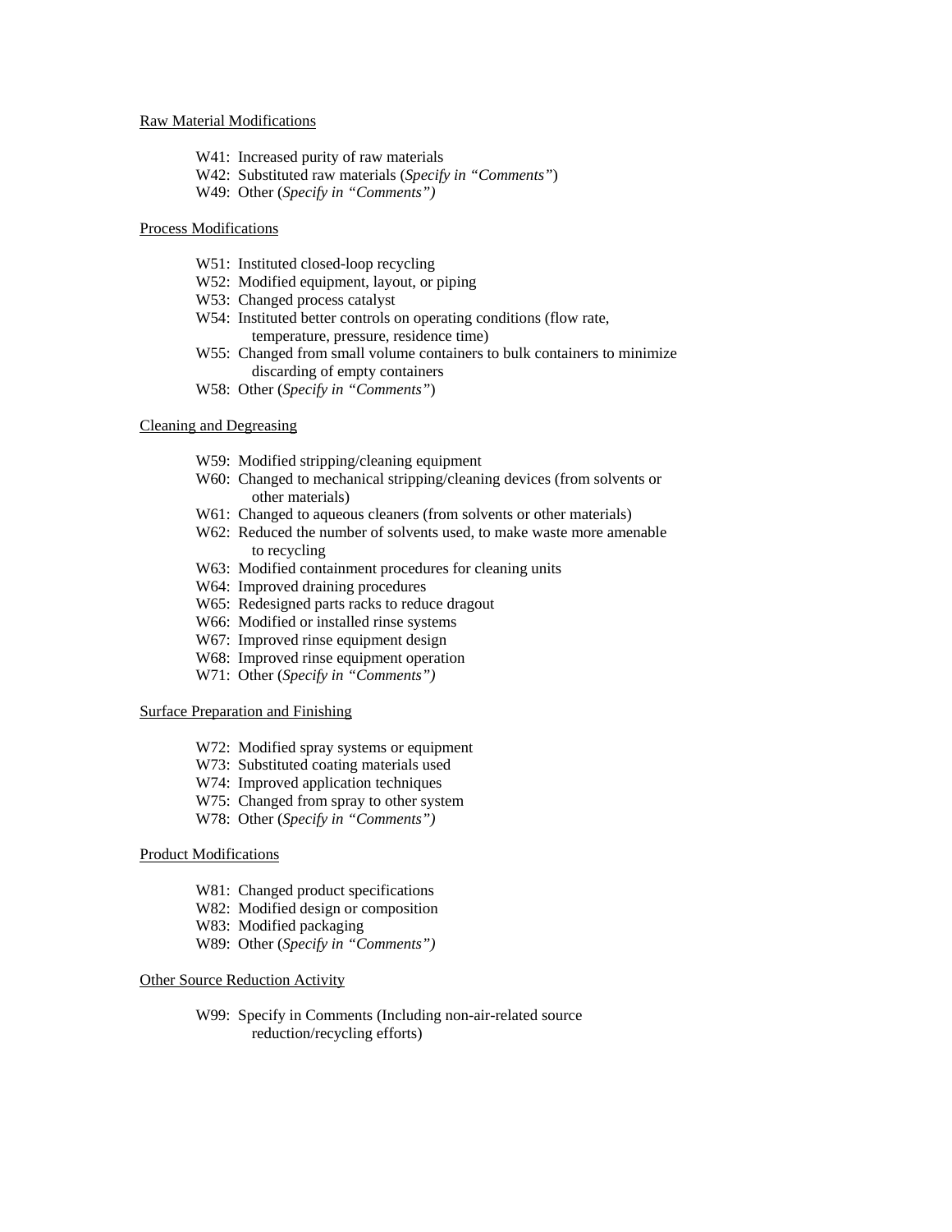<u>Raw Material Modifications</u>

W41: Increased purity of raw materials
W42: Substituted raw materials (*Specify in "Comments"*)
W49: Other (*Specify in "Comments")*

<u>Process Modifications</u>

W51: Instituted closed-loop recycling
W52: Modified equipment, layout, or piping
W53: Changed process catalyst
W54: Instituted better controls on operating conditions (flow rate, temperature, pressure, residence time)
W55: Changed from small volume containers to bulk containers to minimize discarding of empty containers
W58: Other (*Specify in "Comments"*)

<u>Cleaning and Degreasing</u>

W59: Modified stripping/cleaning equipment
W60: Changed to mechanical stripping/cleaning devices (from solvents or other materials)
W61: Changed to aqueous cleaners (from solvents or other materials)
W62: Reduced the number of solvents used, to make waste more amenable to recycling
W63: Modified containment procedures for cleaning units
W64: Improved draining procedures
W65: Redesigned parts racks to reduce dragout
W66: Modified or installed rinse systems
W67: Improved rinse equipment design
W68: Improved rinse equipment operation
W71: Other (*Specify in "Comments")*

<u>Surface Preparation and Finishing</u>

W72: Modified spray systems or equipment
W73: Substituted coating materials used
W74: Improved application techniques
W75: Changed from spray to other system
W78: Other (*Specify in "Comments")*

<u>Product Modifications</u>

W81: Changed product specifications
W82: Modified design or composition
W83: Modified packaging
W89: Other (*Specify in "Comments")*

<u>Other Source Reduction Activity</u>

W99: Specify in Comments (Including non-air-related source reduction/recycling efforts)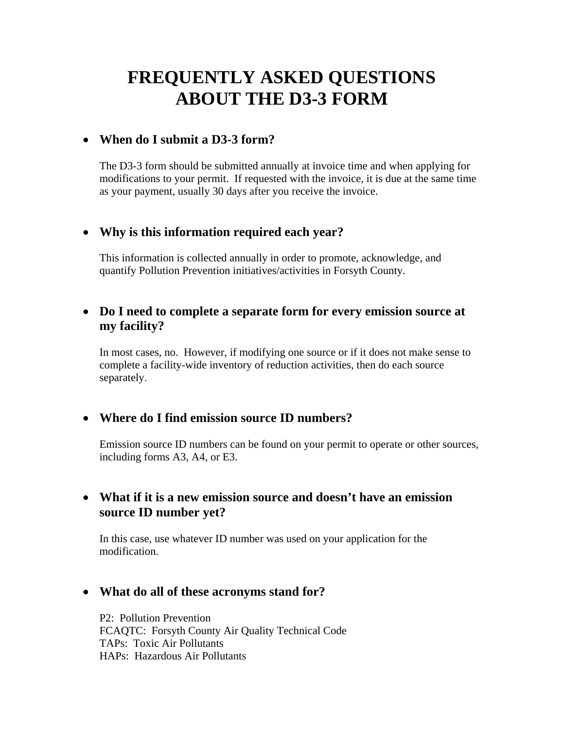# FREQUENTLY ASKED QUESTIONS ABOUT THE D3-3 FORM

- **When do I submit a D3-3 form?**

  The D3-3 form should be submitted annually at invoice time and when applying for modifications to your permit. If requested with the invoice, it is due at the same time as your payment, usually 30 days after you receive the invoice.

- **Why is this information required each year?**

  This information is collected annually in order to promote, acknowledge, and quantify Pollution Prevention initiatives/activities in Forsyth County.

- **Do I need to complete a separate form for every emission source at my facility?**

  In most cases, no. However, if modifying one source or if it does not make sense to complete a facility-wide inventory of reduction activities, then do each source separately.

- **Where do I find emission source ID numbers?**

  Emission source ID numbers can be found on your permit to operate or other sources, including forms A3, A4, or E3.

- **What if it is a new emission source and doesn't have an emission source ID number yet?**

  In this case, use whatever ID number was used on your application for the modification.

- **What do all of these acronyms stand for?**

  P2: Pollution Prevention
  FCAQTC: Forsyth County Air Quality Technical Code
  TAPs: Toxic Air Pollutants
  HAPs: Hazardous Air Pollutants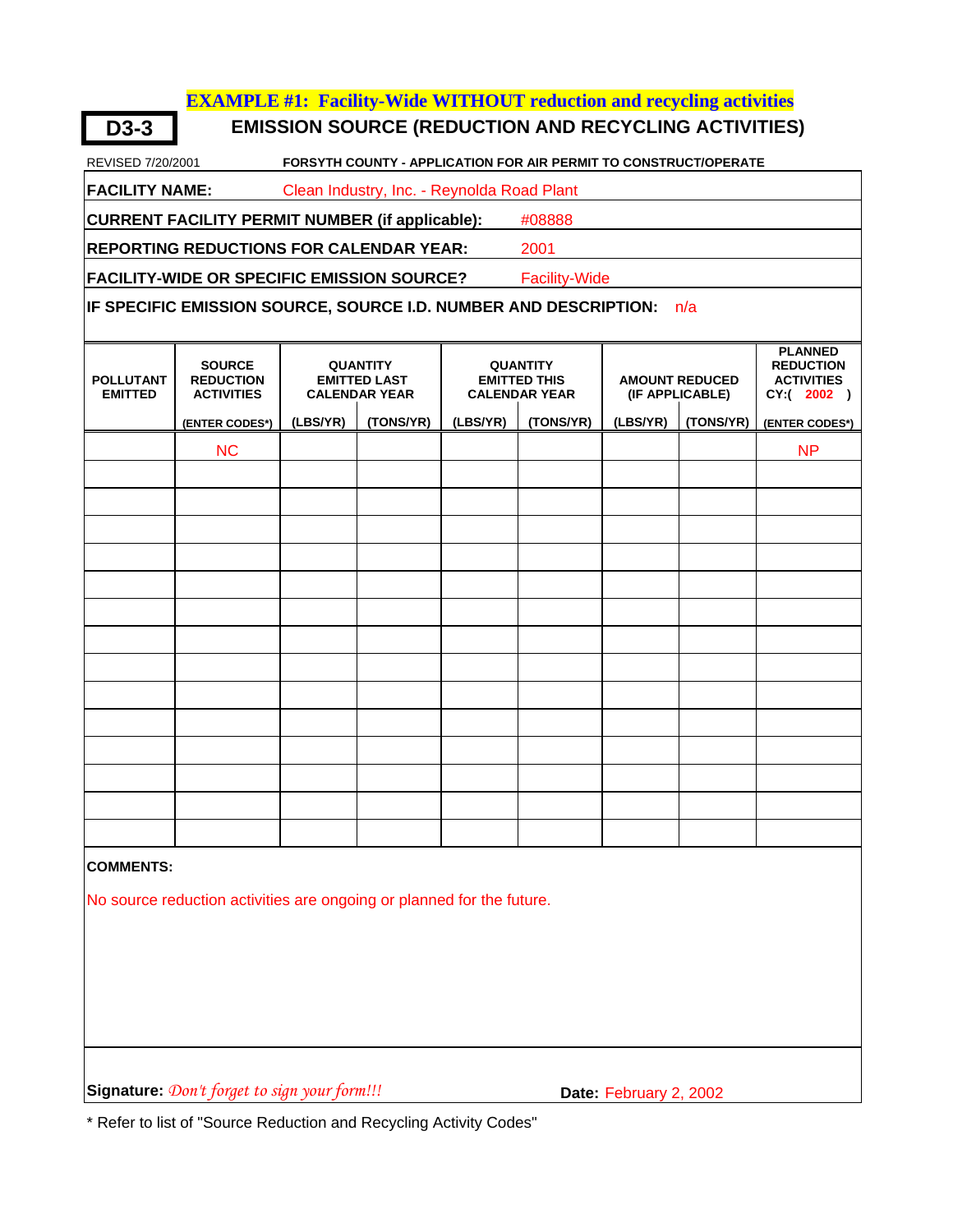**EXAMPLE #1: Facility-Wide WITHOUT reduction and recycling activities**

**D3-3**

## EMISSION SOURCE (REDUCTION AND RECYCLING ACTIVITIES)

REVISED 7/20/2001

**FORSYTH COUNTY - APPLICATION FOR AIR PERMIT TO CONSTRUCT/OPERATE**

**FACILITY NAME:** Clean Industry, Inc. - Reynolda Road Plant

**CURRENT FACILITY PERMIT NUMBER (if applicable):** #08888

**REPORTING REDUCTIONS FOR CALENDAR YEAR:** 2001

**FACILITY-WIDE OR SPECIFIC EMISSION SOURCE?** Facility-Wide

**IF SPECIFIC EMISSION SOURCE, SOURCE I.D. NUMBER AND DESCRIPTION:** n/a

| POLLUTANT EMITTED | SOURCE REDUCTION ACTIVITIES | QUANTITY EMITTED LAST CALENDAR YEAR | | QUANTITY EMITTED THIS CALENDAR YEAR | | AMOUNT REDUCED (IF APPLICABLE) | | PLANNED REDUCTION ACTIVITIES CY:( 2002 ) |
|---|---|---|---|---|---|---|---|---|
| | (ENTER CODES*) | (LBS/YR) | (TONS/YR) | (LBS/YR) | (TONS/YR) | (LBS/YR) | (TONS/YR) | (ENTER CODES*) |
| | NC | | | | | | | NP |
| | | | | | | | | |
| | | | | | | | | |
| | | | | | | | | |
| | | | | | | | | |
| | | | | | | | | |
| | | | | | | | | |
| | | | | | | | | |
| | | | | | | | | |
| | | | | | | | | |
| | | | | | | | | |
| | | | | | | | | |
| | | | | | | | | |
| | | | | | | | | |
| | | | | | | | | |

**COMMENTS:**

No source reduction activities are ongoing or planned for the future.

**Signature:** *Don't forget to sign your form!!!* **Date:** February 2, 2002

\* Refer to list of "Source Reduction and Recycling Activity Codes"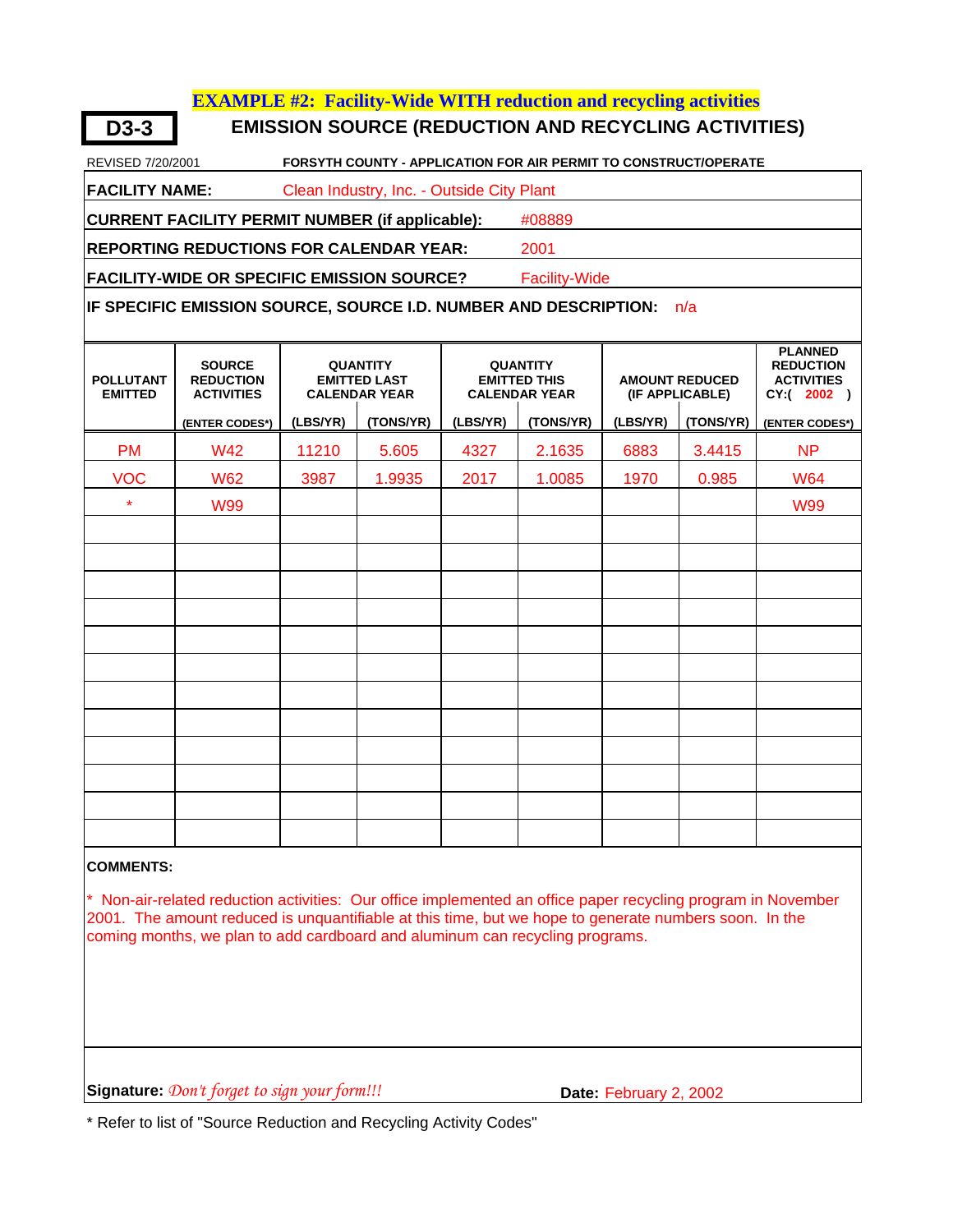**EXAMPLE #2: Facility-Wide WITH reduction and recycling activities**

**D3-3**

## EMISSION SOURCE (REDUCTION AND RECYCLING ACTIVITIES)

REVISED 7/20/2001 **FORSYTH COUNTY - APPLICATION FOR AIR PERMIT TO CONSTRUCT/OPERATE**

**FACILITY NAME:** Clean Industry, Inc. - Outside City Plant

**CURRENT FACILITY PERMIT NUMBER (if applicable):** #08889

**REPORTING REDUCTIONS FOR CALENDAR YEAR:** 2001

**FACILITY-WIDE OR SPECIFIC EMISSION SOURCE?** Facility-Wide

**IF SPECIFIC EMISSION SOURCE, SOURCE I.D. NUMBER AND DESCRIPTION:** n/a

| POLLUTANT EMITTED | SOURCE REDUCTION ACTIVITIES | QUANTITY EMITTED LAST CALENDAR YEAR | | QUANTITY EMITTED THIS CALENDAR YEAR | | AMOUNT REDUCED (IF APPLICABLE) | | PLANNED REDUCTION ACTIVITIES CY:( 2002 ) |
|---|---|---|---|---|---|---|---|---|
| | (ENTER CODES*) | (LBS/YR) | (TONS/YR) | (LBS/YR) | (TONS/YR) | (LBS/YR) | (TONS/YR) | (ENTER CODES*) |
| PM | W42 | 11210 | 5.605 | 4327 | 2.1635 | 6883 | 3.4415 | NP |
| VOC | W62 | 3987 | 1.9935 | 2017 | 1.0085 | 1970 | 0.985 | W64 |
| * | W99 | | | | | | | W99 |
| | | | | | | | | |
| | | | | | | | | |
| | | | | | | | | |
| | | | | | | | | |
| | | | | | | | | |
| | | | | | | | | |
| | | | | | | | | |
| | | | | | | | | |
| | | | | | | | | |
| | | | | | | | | |
| | | | | | | | | |
| | | | | | | | | |

**COMMENTS:**

* Non-air-related reduction activities: Our office implemented an office paper recycling program in November 2001. The amount reduced is unquantifiable at this time, but we hope to generate numbers soon. In the coming months, we plan to add cardboard and aluminum can recycling programs.

**Signature:** *Don't forget to sign your form!!!* **Date:** February 2, 2002

* Refer to list of "Source Reduction and Recycling Activity Codes"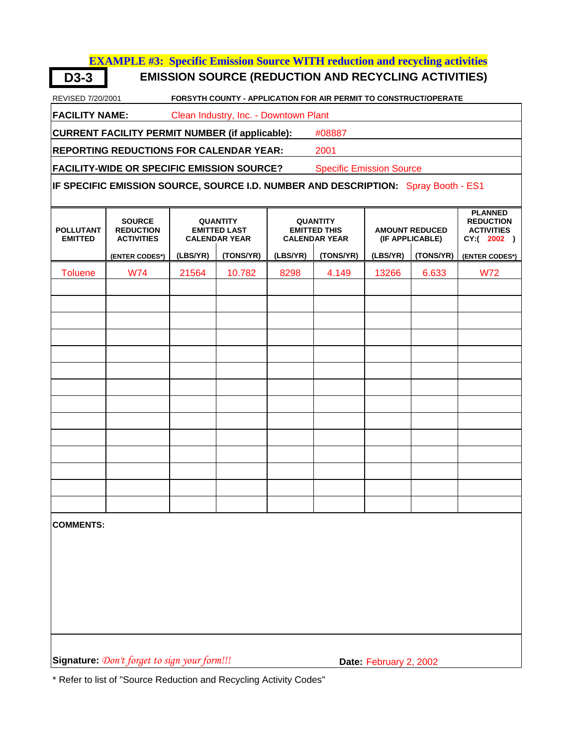**EXAMPLE #3: Specific Emission Source WITH reduction and recycling activities**

# D3-3 EMISSION SOURCE (REDUCTION AND RECYCLING ACTIVITIES)

REVISED 7/20/2001 **FORSYTH COUNTY - APPLICATION FOR AIR PERMIT TO CONSTRUCT/OPERATE**

**FACILITY NAME:** Clean Industry, Inc. - Downtown Plant

**CURRENT FACILITY PERMIT NUMBER (if applicable):** #08887

**REPORTING REDUCTIONS FOR CALENDAR YEAR:** 2001

**FACILITY-WIDE OR SPECIFIC EMISSION SOURCE?** Specific Emission Source

**IF SPECIFIC EMISSION SOURCE, SOURCE I.D. NUMBER AND DESCRIPTION:** Spray Booth - ES1

| POLLUTANT EMITTED | SOURCE REDUCTION ACTIVITIES | QUANTITY EMITTED LAST CALENDAR YEAR | | QUANTITY EMITTED THIS CALENDAR YEAR | | AMOUNT REDUCED (IF APPLICABLE) | | PLANNED REDUCTION ACTIVITIES CY:( 2002 ) |
|---|---|---|---|---|---|---|---|---|
| | (ENTER CODES*) | (LBS/YR) | (TONS/YR) | (LBS/YR) | (TONS/YR) | (LBS/YR) | (TONS/YR) | (ENTER CODES*) |
| Toluene | W74 | 21564 | 10.782 | 8298 | 4.149 | 13266 | 6.633 | W72 |
| | | | | | | | | |
| | | | | | | | | |
| | | | | | | | | |
| | | | | | | | | |
| | | | | | | | | |
| | | | | | | | | |
| | | | | | | | | |
| | | | | | | | | |
| | | | | | | | | |
| | | | | | | | | |
| | | | | | | | | |
| | | | | | | | | |
| | | | | | | | | |
| | | | | | | | | |

**COMMENTS:**

**Signature:** *Don't forget to sign your form!!!* **Date:** February 2, 2002

\* Refer to list of "Source Reduction and Recycling Activity Codes"